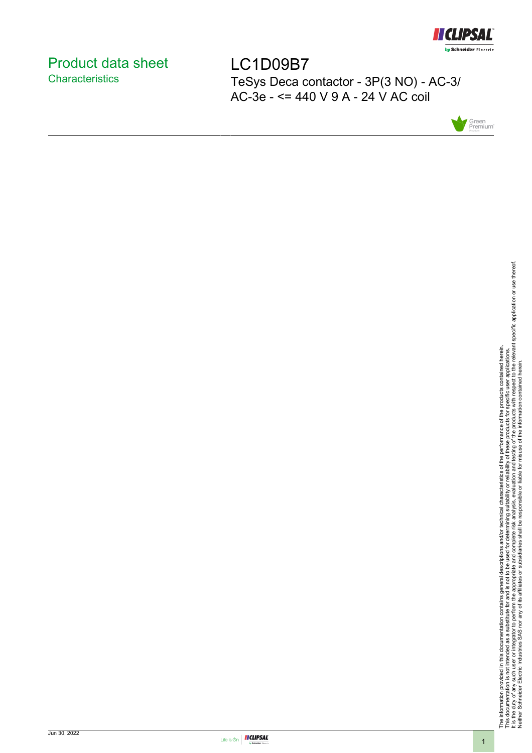# Product data sheet
## Characteristics

# LC1D09B7

TeSys Deca contactor - 3P(3 NO) - AC-3/AC-3e - <= 440 V 9 A - 24 V AC coil

The information provided in this documentation contains general descriptions and/or technical characteristics of the performance of the products contained herein.
This documentation is not intended as a substitute for and is not to be used for determining suitability or reliability of these products for specific user applications.
It is the duty of any such user or integrator to perform the appropriate and complete risk analysis, evaluation and testing of the products with respect to the relevant specific application or use thereof.
Neither Schneider Electric Industries SAS nor any of its affiliates or subsidiaries shall be responsible or liable for misuse of the information contained herein.

Jun 30, 2022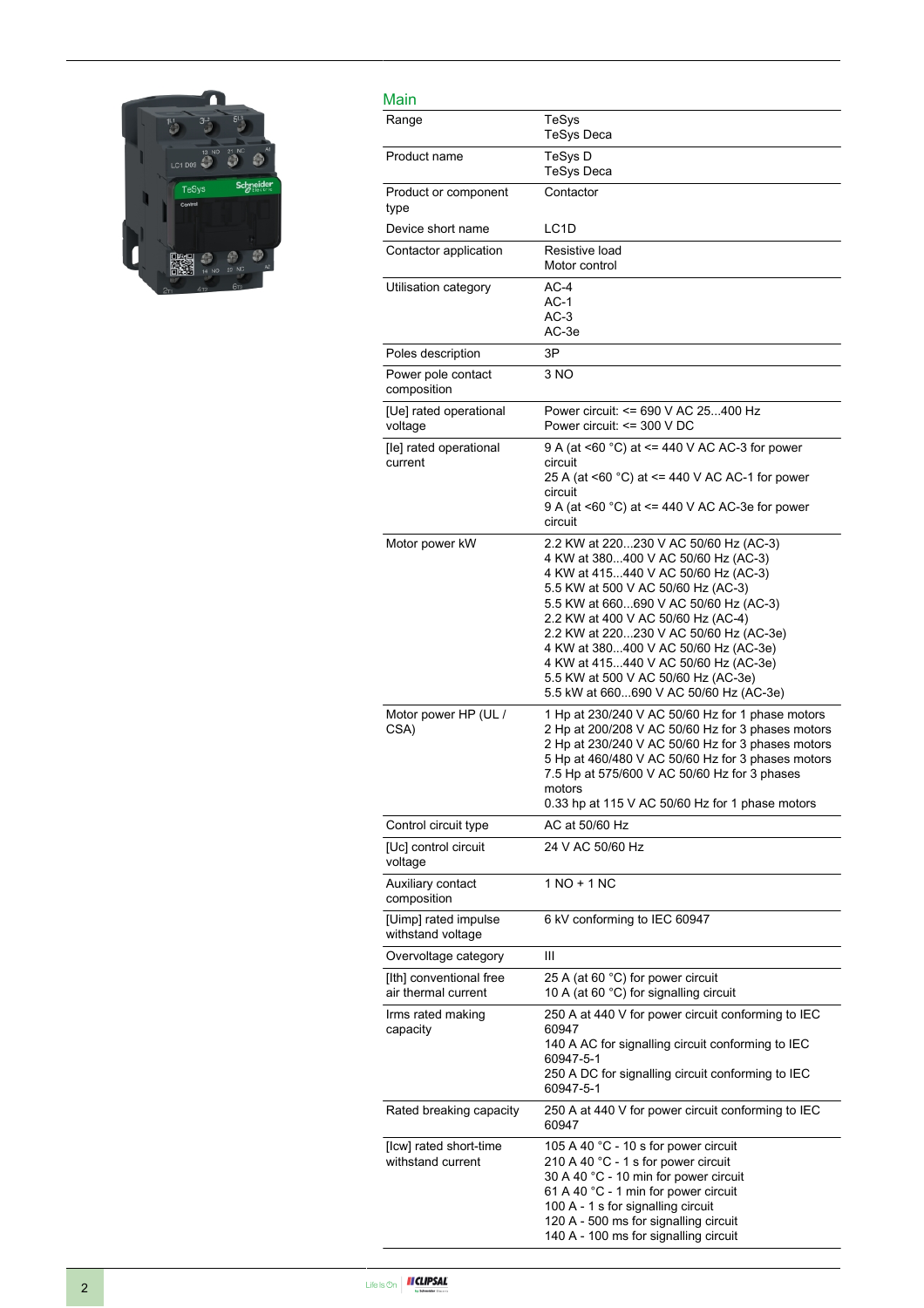## Main

| | |
|---|---|
| Range | TeSys<br>TeSys Deca |
| Product name | TeSys D<br>TeSys Deca |
| Product or component type | Contactor |
| Device short name | LC1D |
| Contactor application | Resistive load<br>Motor control |
| Utilisation category | AC-4<br>AC-1<br>AC-3<br>AC-3e |
| Poles description | 3P |
| Power pole contact composition | 3 NO |
| [Ue] rated operational voltage | Power circuit: <= 690 V AC 25...400 Hz<br>Power circuit: <= 300 V DC |
| [Ie] rated operational current | 9 A (at <60 °C) at <= 440 V AC AC-3 for power circuit<br>25 A (at <60 °C) at <= 440 V AC AC-1 for power circuit<br>9 A (at <60 °C) at <= 440 V AC AC-3e for power circuit |
| Motor power kW | 2.2 KW at 220...230 V AC 50/60 Hz (AC-3)<br>4 KW at 380...400 V AC 50/60 Hz (AC-3)<br>4 KW at 415...440 V AC 50/60 Hz (AC-3)<br>5.5 KW at 500 V AC 50/60 Hz (AC-3)<br>5.5 KW at 660...690 V AC 50/60 Hz (AC-3)<br>2.2 KW at 400 V AC 50/60 Hz (AC-4)<br>2.2 KW at 220...230 V AC 50/60 Hz (AC-3e)<br>4 KW at 380...400 V AC 50/60 Hz (AC-3e)<br>4 KW at 415...440 V AC 50/60 Hz (AC-3e)<br>5.5 KW at 500 V AC 50/60 Hz (AC-3e)<br>5.5 kW at 660...690 V AC 50/60 Hz (AC-3e) |
| Motor power HP (UL / CSA) | 1 Hp at 230/240 V AC 50/60 Hz for 1 phase motors<br>2 Hp at 200/208 V AC 50/60 Hz for 3 phases motors<br>2 Hp at 230/240 V AC 50/60 Hz for 3 phases motors<br>5 Hp at 460/480 V AC 50/60 Hz for 3 phases motors<br>7.5 Hp at 575/600 V AC 50/60 Hz for 3 phases motors<br>0.33 hp at 115 V AC 50/60 Hz for 1 phase motors |
| Control circuit type | AC at 50/60 Hz |
| [Uc] control circuit voltage | 24 V AC 50/60 Hz |
| Auxiliary contact composition | 1 NO + 1 NC |
| [Uimp] rated impulse withstand voltage | 6 kV conforming to IEC 60947 |
| Overvoltage category | III |
| [Ith] conventional free air thermal current | 25 A (at 60 °C) for power circuit<br>10 A (at 60 °C) for signalling circuit |
| Irms rated making capacity | 250 A at 440 V for power circuit conforming to IEC 60947<br>140 A AC for signalling circuit conforming to IEC 60947-5-1<br>250 A DC for signalling circuit conforming to IEC 60947-5-1 |
| Rated breaking capacity | 250 A at 440 V for power circuit conforming to IEC 60947 |
| [Icw] rated short-time withstand current | 105 A 40 °C - 10 s for power circuit<br>210 A 40 °C - 1 s for power circuit<br>30 A 40 °C - 10 min for power circuit<br>61 A 40 °C - 1 min for power circuit<br>100 A - 1 s for signalling circuit<br>120 A - 500 ms for signalling circuit<br>140 A - 100 ms for signalling circuit |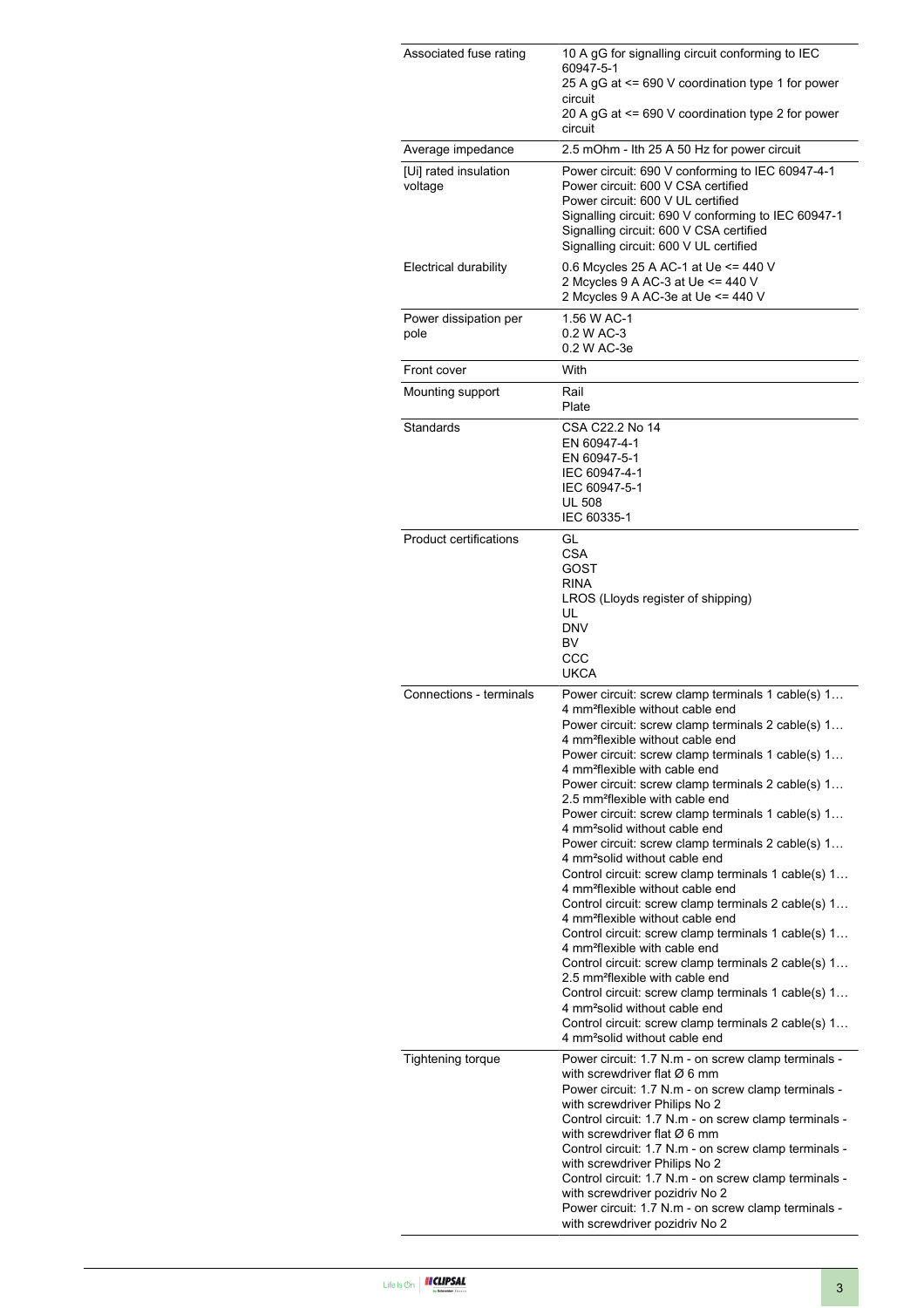| | |
|---|---|
| Associated fuse rating | 10 A gG for signalling circuit conforming to IEC 60947-5-1<br>25 A gG at <= 690 V coordination type 1 for power circuit<br>20 A gG at <= 690 V coordination type 2 for power circuit |
| Average impedance | 2.5 mOhm - Ith 25 A 50 Hz for power circuit |
| [Ui] rated insulation voltage | Power circuit: 690 V conforming to IEC 60947-4-1<br>Power circuit: 600 V CSA certified<br>Power circuit: 600 V UL certified<br>Signalling circuit: 690 V conforming to IEC 60947-1<br>Signalling circuit: 600 V CSA certified<br>Signalling circuit: 600 V UL certified |
| Electrical durability | 0.6 Mcycles 25 A AC-1 at Ue <= 440 V<br>2 Mcycles 9 A AC-3 at Ue <= 440 V<br>2 Mcycles 9 A AC-3e at Ue <= 440 V |
| Power dissipation per pole | 1.56 W AC-1<br>0.2 W AC-3<br>0.2 W AC-3e |
| Front cover | With |
| Mounting support | Rail<br>Plate |
| Standards | CSA C22.2 No 14<br>EN 60947-4-1<br>EN 60947-5-1<br>IEC 60947-4-1<br>IEC 60947-5-1<br>UL 508<br>IEC 60335-1 |
| Product certifications | GL<br>CSA<br>GOST<br>RINA<br>LROS (Lloyds register of shipping)<br>UL<br>DNV<br>BV<br>CCC<br>UKCA |
| Connections - terminals | Power circuit: screw clamp terminals 1 cable(s) 1…4 mm²flexible without cable end<br>Power circuit: screw clamp terminals 2 cable(s) 1…4 mm²flexible without cable end<br>Power circuit: screw clamp terminals 1 cable(s) 1…4 mm²flexible with cable end<br>Power circuit: screw clamp terminals 2 cable(s) 1…2.5 mm²flexible with cable end<br>Power circuit: screw clamp terminals 1 cable(s) 1…4 mm²solid without cable end<br>Power circuit: screw clamp terminals 2 cable(s) 1…4 mm²solid without cable end<br>Control circuit: screw clamp terminals 1 cable(s) 1…4 mm²flexible without cable end<br>Control circuit: screw clamp terminals 2 cable(s) 1…4 mm²flexible without cable end<br>Control circuit: screw clamp terminals 1 cable(s) 1…4 mm²flexible with cable end<br>Control circuit: screw clamp terminals 2 cable(s) 1…2.5 mm²flexible with cable end<br>Control circuit: screw clamp terminals 1 cable(s) 1…4 mm²solid without cable end<br>Control circuit: screw clamp terminals 2 cable(s) 1…4 mm²solid without cable end |
| Tightening torque | Power circuit: 1.7 N.m - on screw clamp terminals - with screwdriver flat Ø 6 mm<br>Power circuit: 1.7 N.m - on screw clamp terminals - with screwdriver Philips No 2<br>Control circuit: 1.7 N.m - on screw clamp terminals - with screwdriver flat Ø 6 mm<br>Control circuit: 1.7 N.m - on screw clamp terminals - with screwdriver Philips No 2<br>Control circuit: 1.7 N.m - on screw clamp terminals - with screwdriver pozidriv No 2<br>Power circuit: 1.7 N.m - on screw clamp terminals - with screwdriver pozidriv No 2 |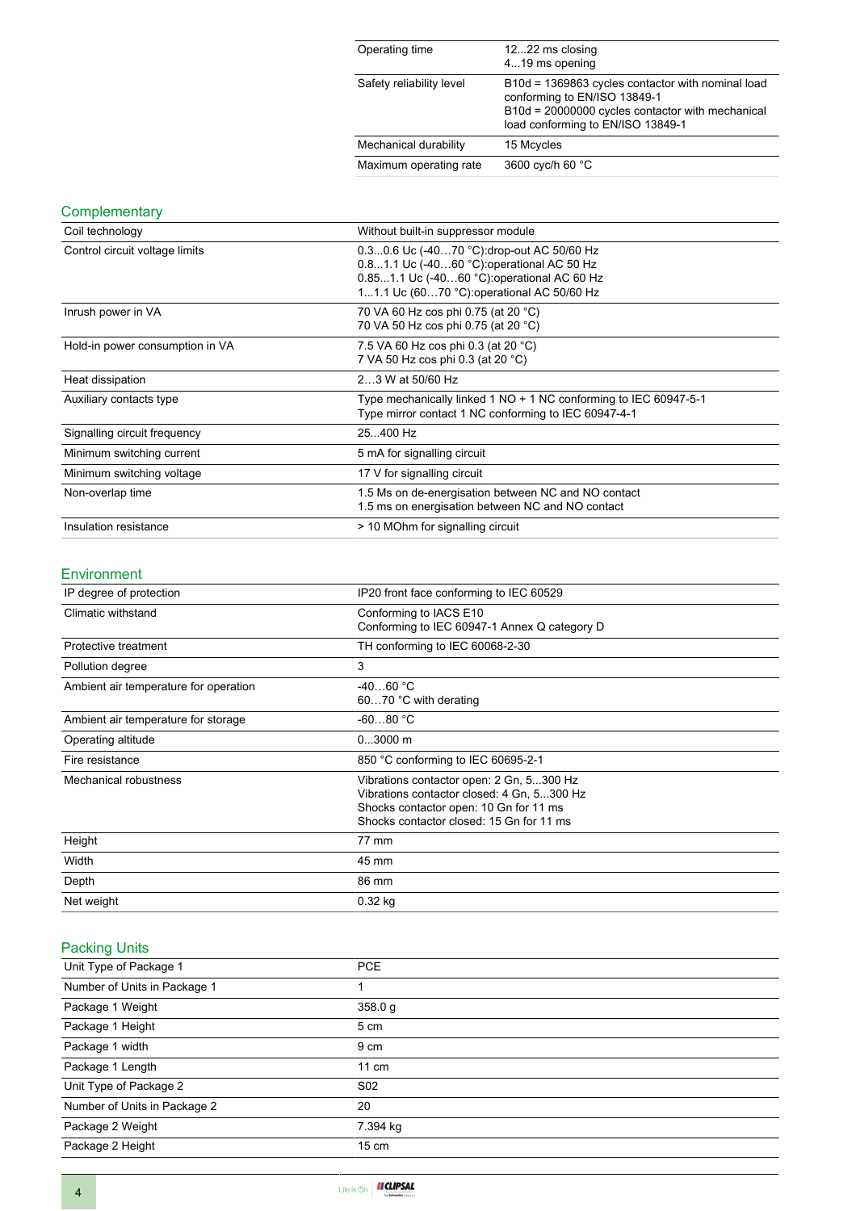| | |
|---|---|
| Operating time | 12...22 ms closing<br>4...19 ms opening |
| Safety reliability level | B10d = 1369863 cycles contactor with nominal load conforming to EN/ISO 13849-1<br>B10d = 20000000 cycles contactor with mechanical load conforming to EN/ISO 13849-1 |
| Mechanical durability | 15 Mcycles |
| Maximum operating rate | 3600 cyc/h 60 °C |

## Complementary

| | |
|---|---|
| Coil technology | Without built-in suppressor module |
| Control circuit voltage limits | 0.3...0.6 Uc (-40…70 °C):drop-out AC 50/60 Hz<br>0.8...1.1 Uc (-40…60 °C):operational AC 50 Hz<br>0.85...1.1 Uc (-40…60 °C):operational AC 60 Hz<br>1...1.1 Uc (60…70 °C):operational AC 50/60 Hz |
| Inrush power in VA | 70 VA 60 Hz cos phi 0.75 (at 20 °C)<br>70 VA 50 Hz cos phi 0.75 (at 20 °C) |
| Hold-in power consumption in VA | 7.5 VA 60 Hz cos phi 0.3 (at 20 °C)<br>7 VA 50 Hz cos phi 0.3 (at 20 °C) |
| Heat dissipation | 2…3 W at 50/60 Hz |
| Auxiliary contacts type | Type mechanically linked 1 NO + 1 NC conforming to IEC 60947-5-1<br>Type mirror contact 1 NC conforming to IEC 60947-4-1 |
| Signalling circuit frequency | 25...400 Hz |
| Minimum switching current | 5 mA for signalling circuit |
| Minimum switching voltage | 17 V for signalling circuit |
| Non-overlap time | 1.5 Ms on de-energisation between NC and NO contact<br>1.5 ms on energisation between NC and NO contact |
| Insulation resistance | > 10 MOhm for signalling circuit |

## Environment

| | |
|---|---|
| IP degree of protection | IP20 front face conforming to IEC 60529 |
| Climatic withstand | Conforming to IACS E10<br>Conforming to IEC 60947-1 Annex Q category D |
| Protective treatment | TH conforming to IEC 60068-2-30 |
| Pollution degree | 3 |
| Ambient air temperature for operation | -40…60 °C<br>60…70 °C with derating |
| Ambient air temperature for storage | -60...80 °C |
| Operating altitude | 0...3000 m |
| Fire resistance | 850 °C conforming to IEC 60695-2-1 |
| Mechanical robustness | Vibrations contactor open: 2 Gn, 5...300 Hz<br>Vibrations contactor closed: 4 Gn, 5...300 Hz<br>Shocks contactor open: 10 Gn for 11 ms<br>Shocks contactor closed: 15 Gn for 11 ms |
| Height | 77 mm |
| Width | 45 mm |
| Depth | 86 mm |
| Net weight | 0.32 kg |

## Packing Units

| | |
|---|---|
| Unit Type of Package 1 | PCE |
| Number of Units in Package 1 | 1 |
| Package 1 Weight | 358.0 g |
| Package 1 Height | 5 cm |
| Package 1 width | 9 cm |
| Package 1 Length | 11 cm |
| Unit Type of Package 2 | S02 |
| Number of Units in Package 2 | 20 |
| Package 2 Weight | 7.394 kg |
| Package 2 Height | 15 cm |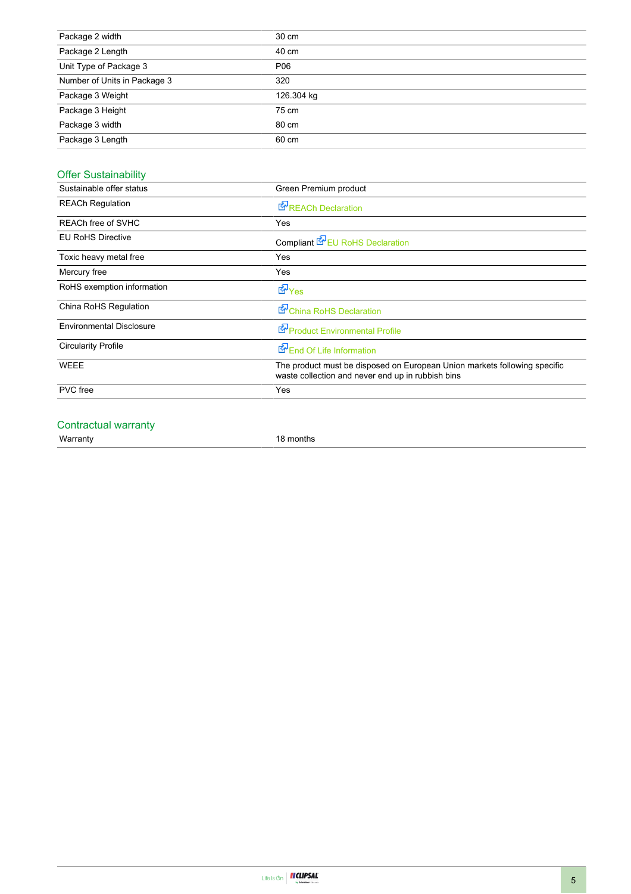| | |
|---|---|
| Package 2 width | 30 cm |
| Package 2 Length | 40 cm |
| Unit Type of Package 3 | P06 |
| Number of Units in Package 3 | 320 |
| Package 3 Weight | 126.304 kg |
| Package 3 Height | 75 cm |
| Package 3 width | 80 cm |
| Package 3 Length | 60 cm |

## Offer Sustainability

| | |
|---|---|
| Sustainable offer status | Green Premium product |
| REACh Regulation | REACh Declaration |
| REACh free of SVHC | Yes |
| EU RoHS Directive | Compliant EU RoHS Declaration |
| Toxic heavy metal free | Yes |
| Mercury free | Yes |
| RoHS exemption information | Yes |
| China RoHS Regulation | China RoHS Declaration |
| Environmental Disclosure | Product Environmental Profile |
| Circularity Profile | End Of Life Information |
| WEEE | The product must be disposed on European Union markets following specific waste collection and never end up in rubbish bins |
| PVC free | Yes |

## Contractual warranty

| | |
|---|---|
| Warranty | 18 months |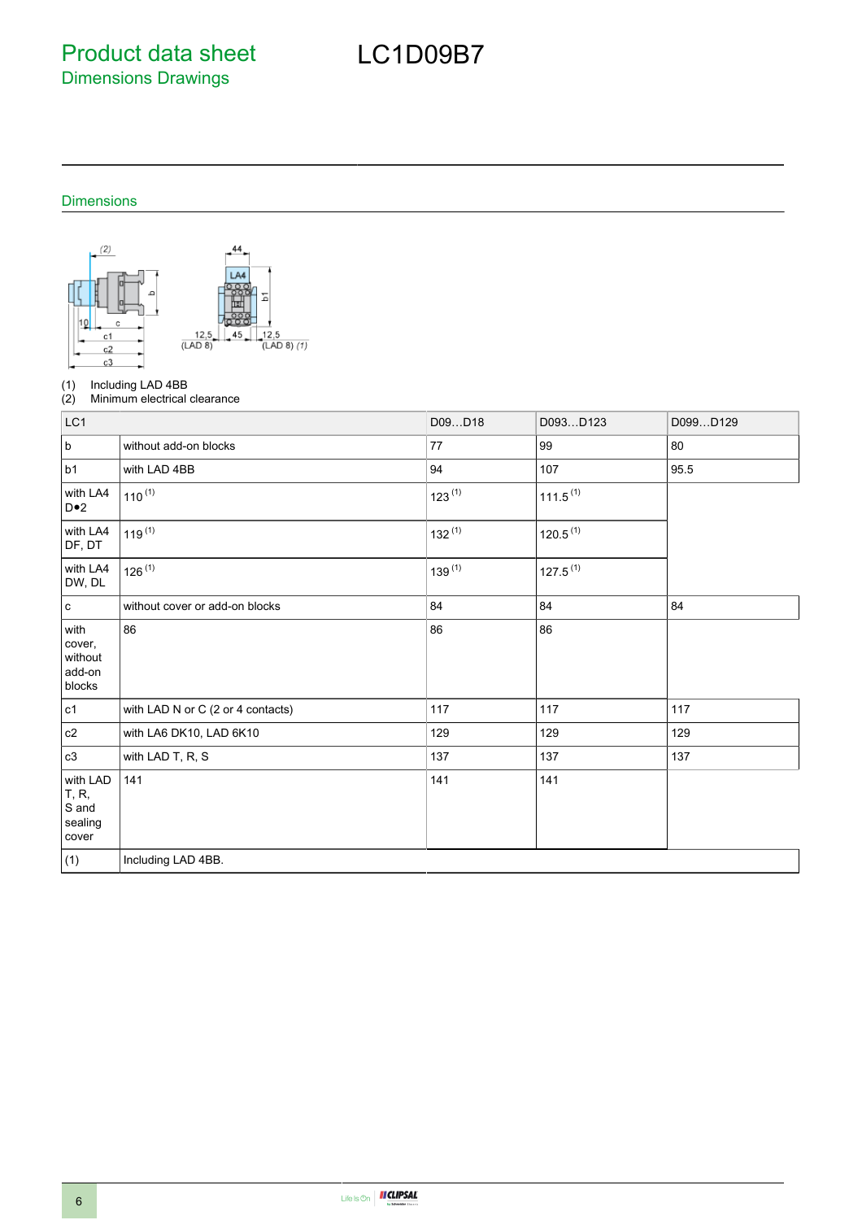# Product data sheet
## Dimensions Drawings

# LC1D09B7

### Dimensions

(1) Including LAD 4BB
(2) Minimum electrical clearance

| LC1 | | D09…D18 | D093…D123 | D099…D129 |
|---|---|---|---|---|
| b | without add-on blocks | 77 | 99 | 80 |
| b1 | with LAD 4BB | 94 | 107 | 95.5 |
| with LA4 D•2 | 110 (1) | 123 (1) | 111.5 (1) | |
| with LA4 DF, DT | 119 (1) | 132 (1) | 120.5 (1) | |
| with LA4 DW, DL | 126 (1) | 139 (1) | 127.5 (1) | |
| c | without cover or add-on blocks | 84 | 84 | 84 |
| with cover, without add-on blocks | 86 | 86 | 86 | |
| c1 | with LAD N or C (2 or 4 contacts) | 117 | 117 | 117 |
| c2 | with LA6 DK10, LAD 6K10 | 129 | 129 | 129 |
| c3 | with LAD T, R, S | 137 | 137 | 137 |
| with LAD T, R, S and sealing cover | 141 | 141 | 141 | |
| (1) | Including LAD 4BB. | | | |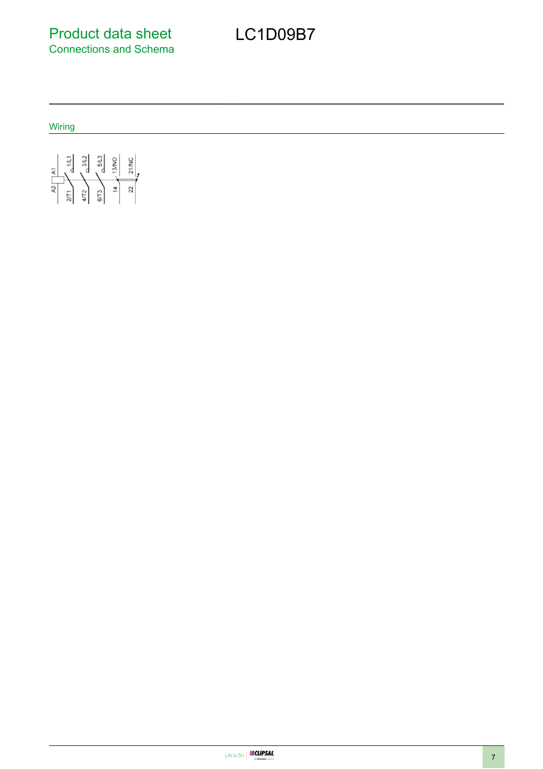## Connections and Schema

### Wiring

A1
1/L1
3/L2
5/L3
13/NO
21/NC
A2
2/T1
4/T2
6/T3
14
22